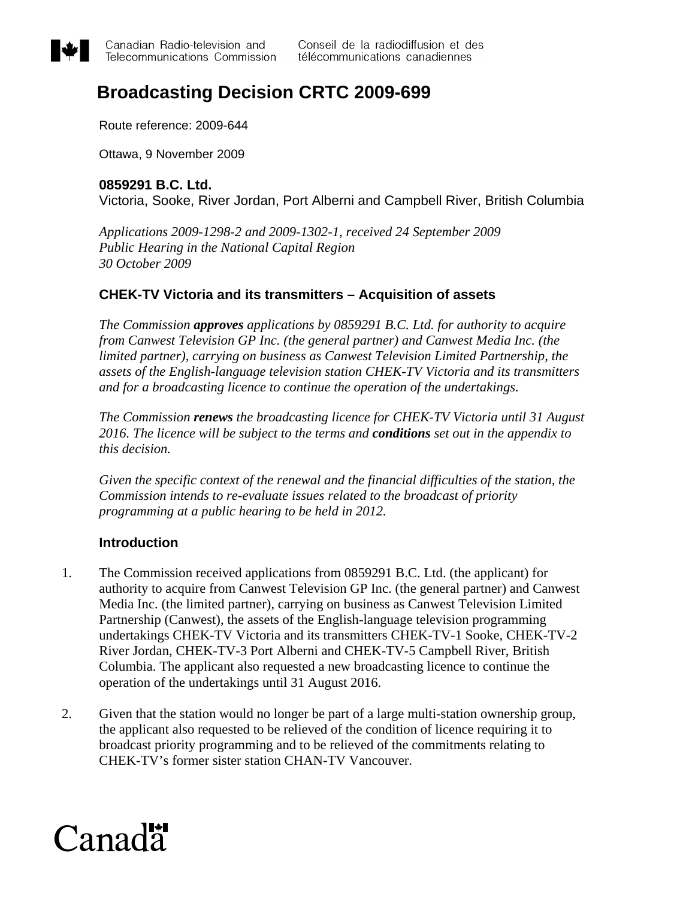Canadian Radio-television and Telecommunications Commission | Conseil de la radiodiffusion et des télécommunications canadiennes

# Broadcasting Decision CRTC 2009-699

Route reference: 2009-644

Ottawa, 9 November 2009

**0859291 B.C. Ltd.**
Victoria, Sooke, River Jordan, Port Alberni and Campbell River, British Columbia

*Applications 2009-1298-2 and 2009-1302-1, received 24 September 2009*
*Public Hearing in the National Capital Region*
*30 October 2009*

### CHEK-TV Victoria and its transmitters – Acquisition of assets

*The Commission **approves** applications by 0859291 B.C. Ltd. for authority to acquire from Canwest Television GP Inc. (the general partner) and Canwest Media Inc. (the limited partner), carrying on business as Canwest Television Limited Partnership, the assets of the English-language television station CHEK-TV Victoria and its transmitters and for a broadcasting licence to continue the operation of the undertakings.*

*The Commission **renews** the broadcasting licence for CHEK-TV Victoria until 31 August 2016. The licence will be subject to the terms and **conditions** set out in the appendix to this decision.*

*Given the specific context of the renewal and the financial difficulties of the station, the Commission intends to re-evaluate issues related to the broadcast of priority programming at a public hearing to be held in 2012.*

### Introduction

1. The Commission received applications from 0859291 B.C. Ltd. (the applicant) for authority to acquire from Canwest Television GP Inc. (the general partner) and Canwest Media Inc. (the limited partner), carrying on business as Canwest Television Limited Partnership (Canwest), the assets of the English-language television programming undertakings CHEK-TV Victoria and its transmitters CHEK-TV-1 Sooke, CHEK-TV-2 River Jordan, CHEK-TV-3 Port Alberni and CHEK-TV-5 Campbell River, British Columbia. The applicant also requested a new broadcasting licence to continue the operation of the undertakings until 31 August 2016.

2. Given that the station would no longer be part of a large multi-station ownership group, the applicant also requested to be relieved of the condition of licence requiring it to broadcast priority programming and to be relieved of the commitments relating to CHEK-TV's former sister station CHAN-TV Vancouver.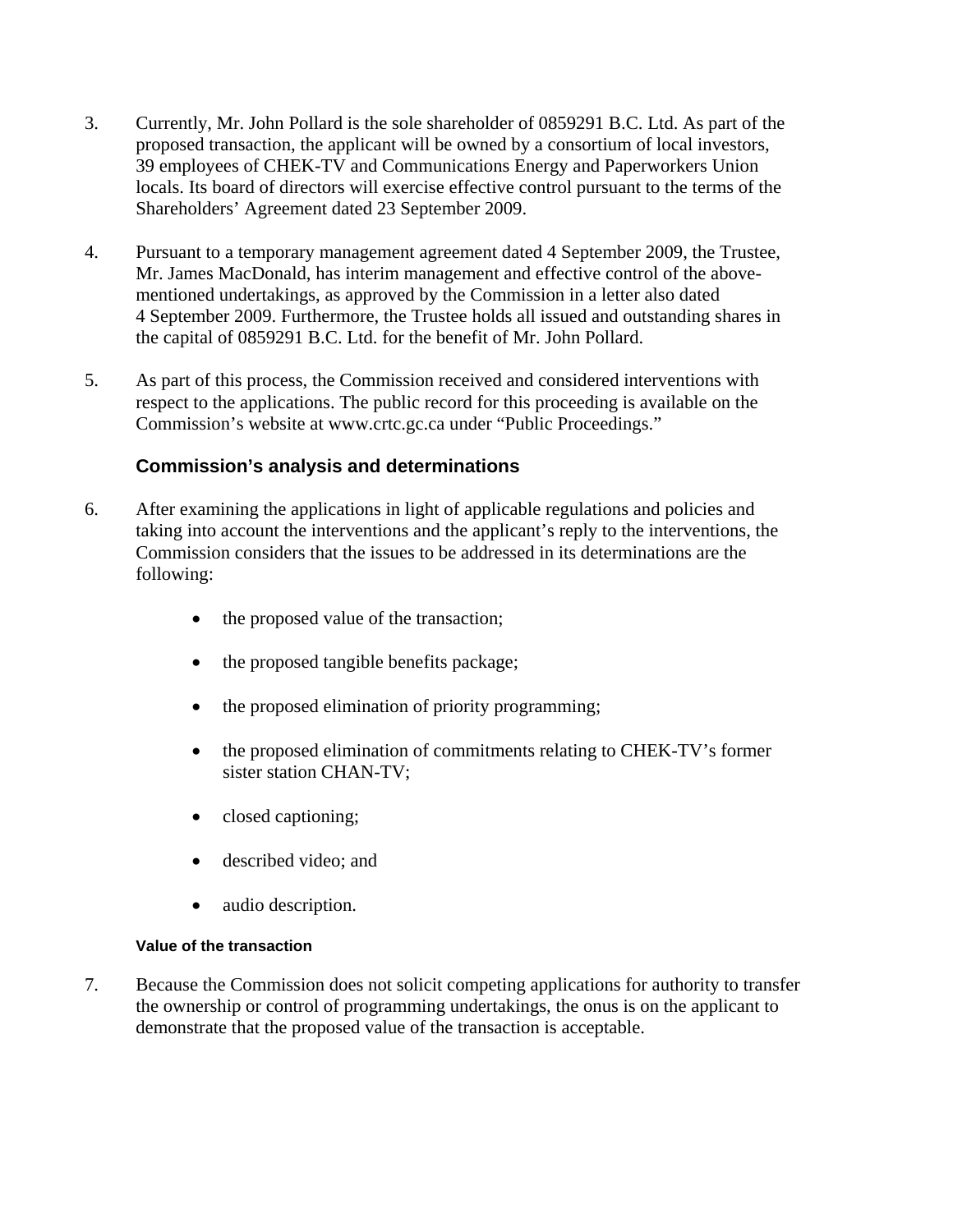3. Currently, Mr. John Pollard is the sole shareholder of 0859291 B.C. Ltd. As part of the proposed transaction, the applicant will be owned by a consortium of local investors, 39 employees of CHEK-TV and Communications Energy and Paperworkers Union locals. Its board of directors will exercise effective control pursuant to the terms of the Shareholders' Agreement dated 23 September 2009.

4. Pursuant to a temporary management agreement dated 4 September 2009, the Trustee, Mr. James MacDonald, has interim management and effective control of the above-mentioned undertakings, as approved by the Commission in a letter also dated 4 September 2009. Furthermore, the Trustee holds all issued and outstanding shares in the capital of 0859291 B.C. Ltd. for the benefit of Mr. John Pollard.

5. As part of this process, the Commission received and considered interventions with respect to the applications. The public record for this proceeding is available on the Commission's website at www.crtc.gc.ca under "Public Proceedings."

## Commission's analysis and determinations

6. After examining the applications in light of applicable regulations and policies and taking into account the interventions and the applicant's reply to the interventions, the Commission considers that the issues to be addressed in its determinations are the following:

   - the proposed value of the transaction;
   - the proposed tangible benefits package;
   - the proposed elimination of priority programming;
   - the proposed elimination of commitments relating to CHEK-TV's former sister station CHAN-TV;
   - closed captioning;
   - described video; and
   - audio description.

### Value of the transaction

7. Because the Commission does not solicit competing applications for authority to transfer the ownership or control of programming undertakings, the onus is on the applicant to demonstrate that the proposed value of the transaction is acceptable.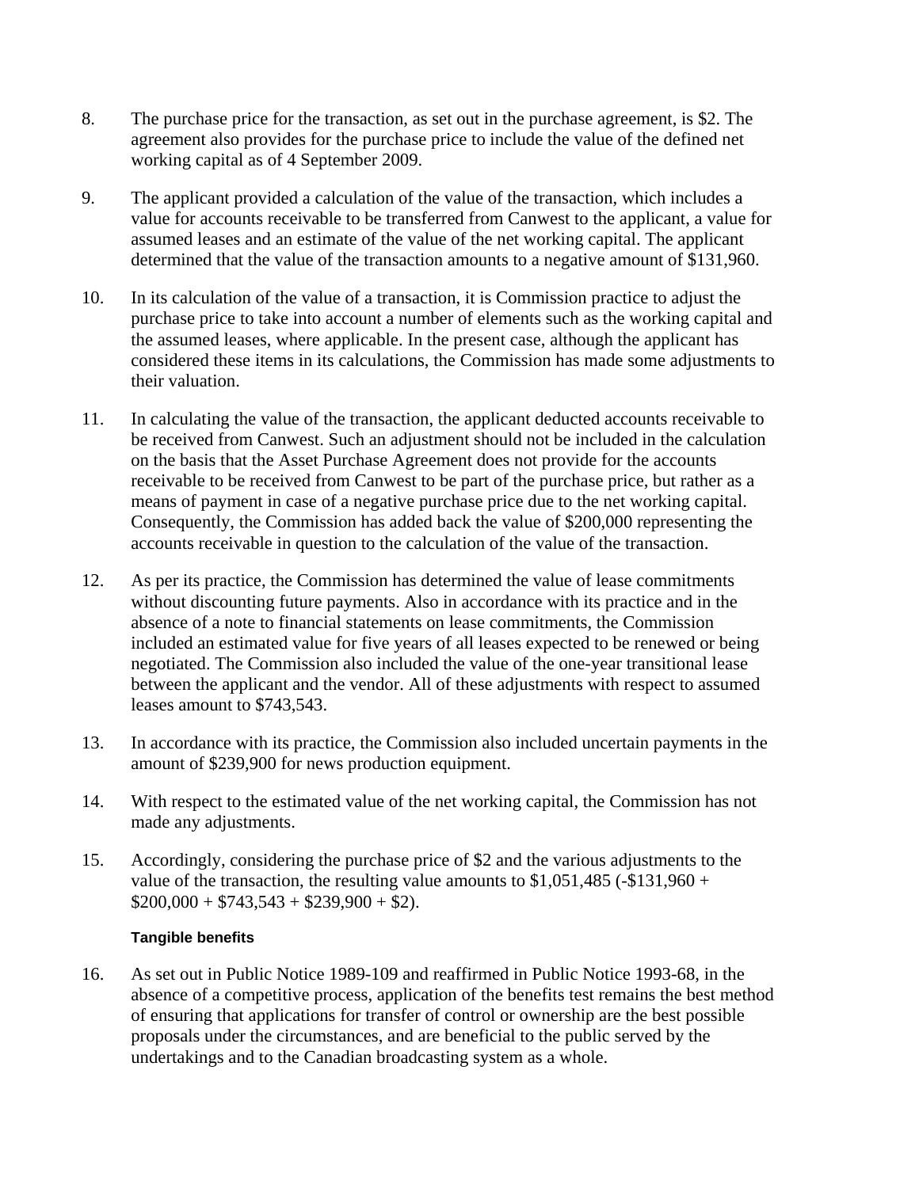8. The purchase price for the transaction, as set out in the purchase agreement, is $2. The agreement also provides for the purchase price to include the value of the defined net working capital as of 4 September 2009.

9. The applicant provided a calculation of the value of the transaction, which includes a value for accounts receivable to be transferred from Canwest to the applicant, a value for assumed leases and an estimate of the value of the net working capital. The applicant determined that the value of the transaction amounts to a negative amount of $131,960.

10. In its calculation of the value of a transaction, it is Commission practice to adjust the purchase price to take into account a number of elements such as the working capital and the assumed leases, where applicable. In the present case, although the applicant has considered these items in its calculations, the Commission has made some adjustments to their valuation.

11. In calculating the value of the transaction, the applicant deducted accounts receivable to be received from Canwest. Such an adjustment should not be included in the calculation on the basis that the Asset Purchase Agreement does not provide for the accounts receivable to be received from Canwest to be part of the purchase price, but rather as a means of payment in case of a negative purchase price due to the net working capital. Consequently, the Commission has added back the value of $200,000 representing the accounts receivable in question to the calculation of the value of the transaction.

12. As per its practice, the Commission has determined the value of lease commitments without discounting future payments. Also in accordance with its practice and in the absence of a note to financial statements on lease commitments, the Commission included an estimated value for five years of all leases expected to be renewed or being negotiated. The Commission also included the value of the one-year transitional lease between the applicant and the vendor. All of these adjustments with respect to assumed leases amount to $743,543.

13. In accordance with its practice, the Commission also included uncertain payments in the amount of $239,900 for news production equipment.

14. With respect to the estimated value of the net working capital, the Commission has not made any adjustments.

15. Accordingly, considering the purchase price of $2 and the various adjustments to the value of the transaction, the resulting value amounts to $1,051,485 (-$131,960 + $200,000 + $743,543 + $239,900 + $2).

### Tangible benefits

16. As set out in Public Notice 1989-109 and reaffirmed in Public Notice 1993-68, in the absence of a competitive process, application of the benefits test remains the best method of ensuring that applications for transfer of control or ownership are the best possible proposals under the circumstances, and are beneficial to the public served by the undertakings and to the Canadian broadcasting system as a whole.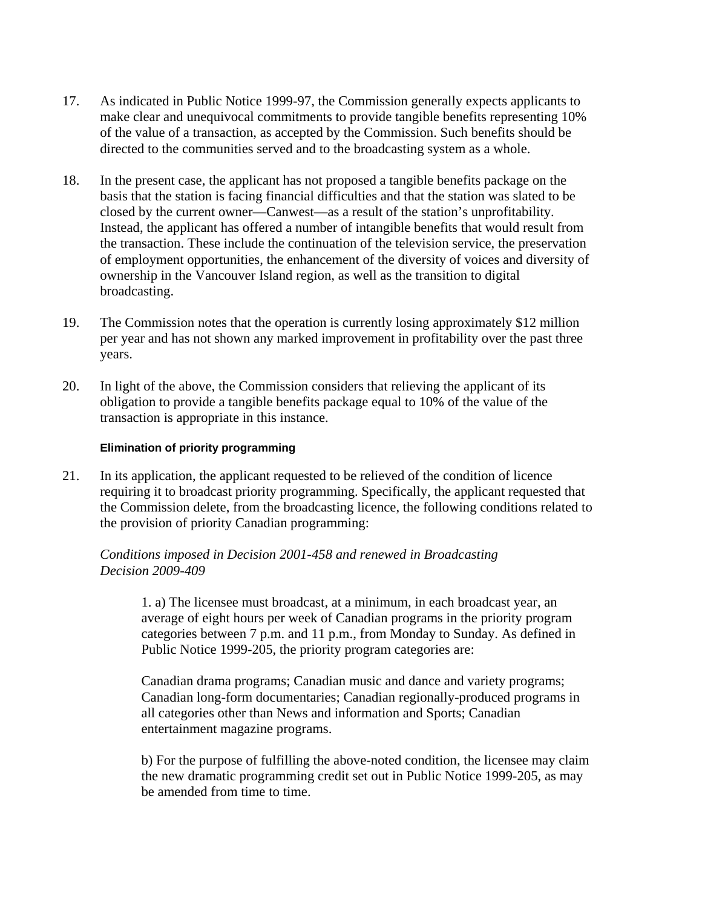17. As indicated in Public Notice 1999-97, the Commission generally expects applicants to make clear and unequivocal commitments to provide tangible benefits representing 10% of the value of a transaction, as accepted by the Commission. Such benefits should be directed to the communities served and to the broadcasting system as a whole.

18. In the present case, the applicant has not proposed a tangible benefits package on the basis that the station is facing financial difficulties and that the station was slated to be closed by the current owner—Canwest—as a result of the station's unprofitability. Instead, the applicant has offered a number of intangible benefits that would result from the transaction. These include the continuation of the television service, the preservation of employment opportunities, the enhancement of the diversity of voices and diversity of ownership in the Vancouver Island region, as well as the transition to digital broadcasting.

19. The Commission notes that the operation is currently losing approximately $12 million per year and has not shown any marked improvement in profitability over the past three years.

20. In light of the above, the Commission considers that relieving the applicant of its obligation to provide a tangible benefits package equal to 10% of the value of the transaction is appropriate in this instance.

#### Elimination of priority programming

21. In its application, the applicant requested to be relieved of the condition of licence requiring it to broadcast priority programming. Specifically, the applicant requested that the Commission delete, from the broadcasting licence, the following conditions related to the provision of priority Canadian programming:

*Conditions imposed in Decision 2001-458 and renewed in Broadcasting Decision 2009-409*

> 1. a) The licensee must broadcast, at a minimum, in each broadcast year, an average of eight hours per week of Canadian programs in the priority program categories between 7 p.m. and 11 p.m., from Monday to Sunday. As defined in Public Notice 1999-205, the priority program categories are:
>
> Canadian drama programs; Canadian music and dance and variety programs; Canadian long-form documentaries; Canadian regionally-produced programs in all categories other than News and information and Sports; Canadian entertainment magazine programs.
>
> b) For the purpose of fulfilling the above-noted condition, the licensee may claim the new dramatic programming credit set out in Public Notice 1999-205, as may be amended from time to time.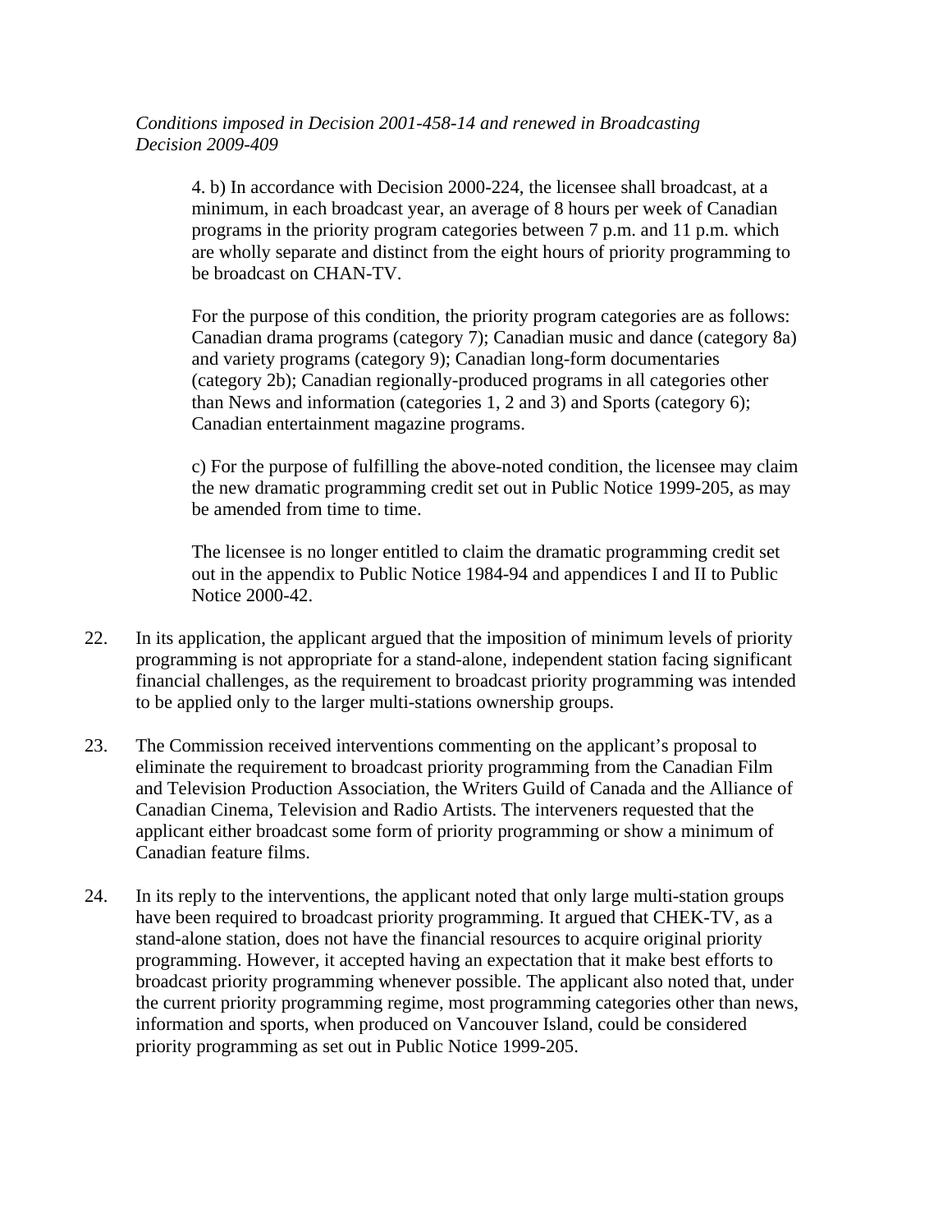*Conditions imposed in Decision 2001-458-14 and renewed in Broadcasting Decision 2009-409*

> 4. b) In accordance with Decision 2000-224, the licensee shall broadcast, at a minimum, in each broadcast year, an average of 8 hours per week of Canadian programs in the priority program categories between 7 p.m. and 11 p.m. which are wholly separate and distinct from the eight hours of priority programming to be broadcast on CHAN-TV.
>
> For the purpose of this condition, the priority program categories are as follows: Canadian drama programs (category 7); Canadian music and dance (category 8a) and variety programs (category 9); Canadian long-form documentaries (category 2b); Canadian regionally-produced programs in all categories other than News and information (categories 1, 2 and 3) and Sports (category 6); Canadian entertainment magazine programs.
>
> c) For the purpose of fulfilling the above-noted condition, the licensee may claim the new dramatic programming credit set out in Public Notice 1999-205, as may be amended from time to time.
>
> The licensee is no longer entitled to claim the dramatic programming credit set out in the appendix to Public Notice 1984-94 and appendices I and II to Public Notice 2000-42.

22. In its application, the applicant argued that the imposition of minimum levels of priority programming is not appropriate for a stand-alone, independent station facing significant financial challenges, as the requirement to broadcast priority programming was intended to be applied only to the larger multi-stations ownership groups.

23. The Commission received interventions commenting on the applicant's proposal to eliminate the requirement to broadcast priority programming from the Canadian Film and Television Production Association, the Writers Guild of Canada and the Alliance of Canadian Cinema, Television and Radio Artists. The interveners requested that the applicant either broadcast some form of priority programming or show a minimum of Canadian feature films.

24. In its reply to the interventions, the applicant noted that only large multi-station groups have been required to broadcast priority programming. It argued that CHEK-TV, as a stand-alone station, does not have the financial resources to acquire original priority programming. However, it accepted having an expectation that it make best efforts to broadcast priority programming whenever possible. The applicant also noted that, under the current priority programming regime, most programming categories other than news, information and sports, when produced on Vancouver Island, could be considered priority programming as set out in Public Notice 1999-205.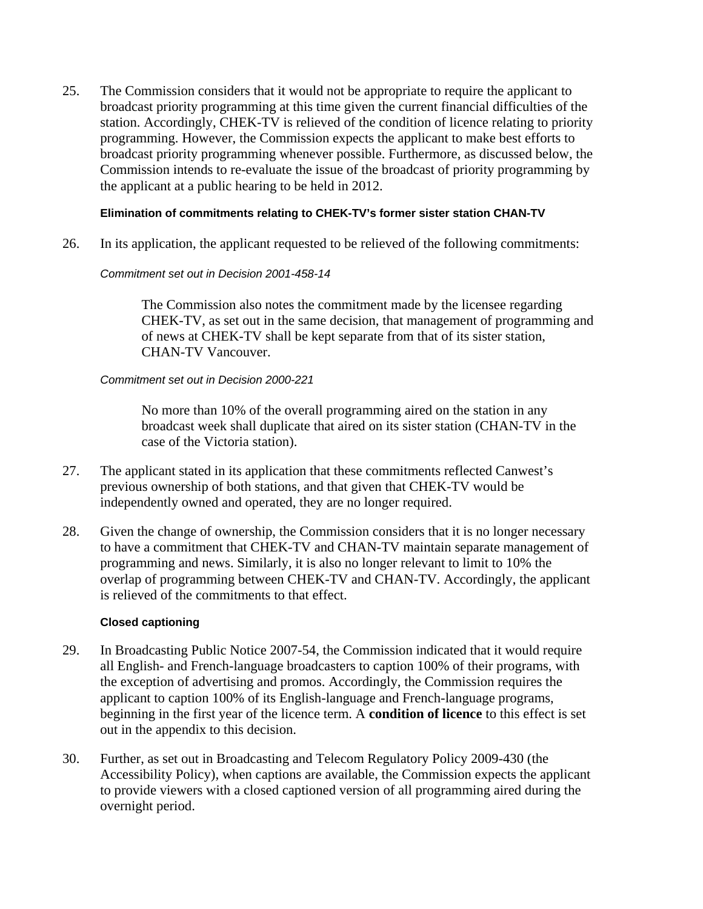25. The Commission considers that it would not be appropriate to require the applicant to broadcast priority programming at this time given the current financial difficulties of the station. Accordingly, CHEK-TV is relieved of the condition of licence relating to priority programming. However, the Commission expects the applicant to make best efforts to broadcast priority programming whenever possible. Furthermore, as discussed below, the Commission intends to re-evaluate the issue of the broadcast of priority programming by the applicant at a public hearing to be held in 2012.

### Elimination of commitments relating to CHEK-TV's former sister station CHAN-TV

26. In its application, the applicant requested to be relieved of the following commitments:

*Commitment set out in Decision 2001-458-14*

> The Commission also notes the commitment made by the licensee regarding CHEK-TV, as set out in the same decision, that management of programming and of news at CHEK-TV shall be kept separate from that of its sister station, CHAN-TV Vancouver.

*Commitment set out in Decision 2000-221*

> No more than 10% of the overall programming aired on the station in any broadcast week shall duplicate that aired on its sister station (CHAN-TV in the case of the Victoria station).

27. The applicant stated in its application that these commitments reflected Canwest's previous ownership of both stations, and that given that CHEK-TV would be independently owned and operated, they are no longer required.

28. Given the change of ownership, the Commission considers that it is no longer necessary to have a commitment that CHEK-TV and CHAN-TV maintain separate management of programming and news. Similarly, it is also no longer relevant to limit to 10% the overlap of programming between CHEK-TV and CHAN-TV. Accordingly, the applicant is relieved of the commitments to that effect.

### Closed captioning

29. In Broadcasting Public Notice 2007-54, the Commission indicated that it would require all English- and French-language broadcasters to caption 100% of their programs, with the exception of advertising and promos. Accordingly, the Commission requires the applicant to caption 100% of its English-language and French-language programs, beginning in the first year of the licence term. A **condition of licence** to this effect is set out in the appendix to this decision.

30. Further, as set out in Broadcasting and Telecom Regulatory Policy 2009-430 (the Accessibility Policy), when captions are available, the Commission expects the applicant to provide viewers with a closed captioned version of all programming aired during the overnight period.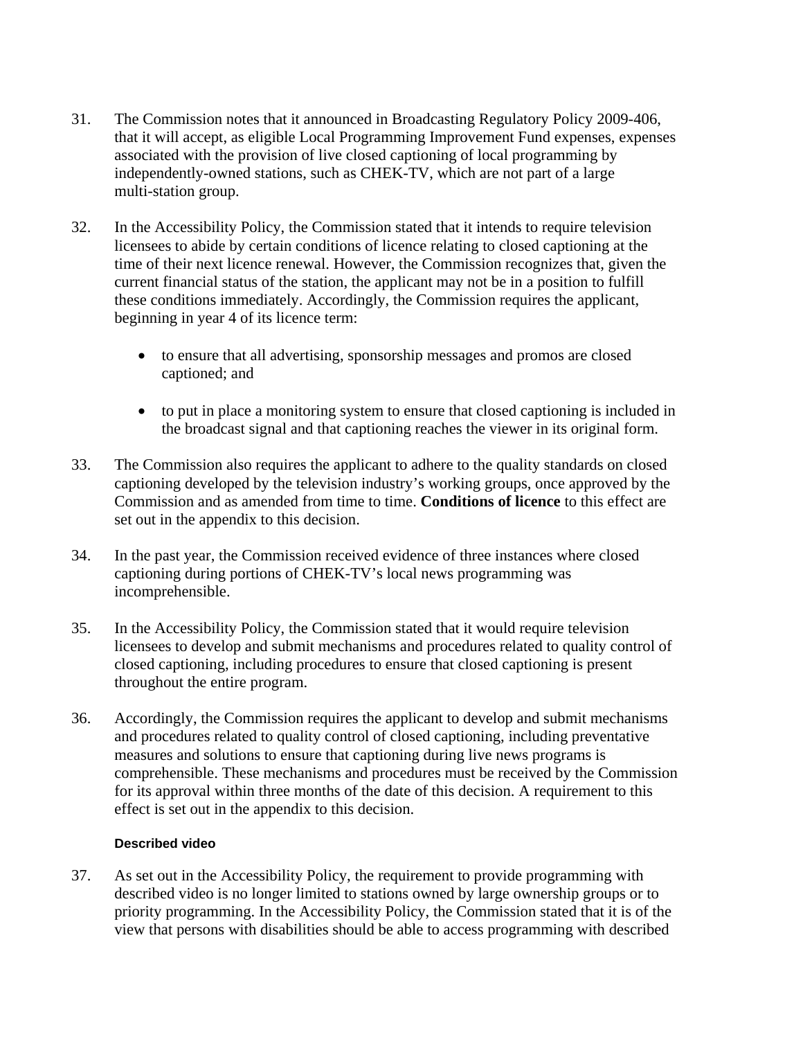31. The Commission notes that it announced in Broadcasting Regulatory Policy 2009-406, that it will accept, as eligible Local Programming Improvement Fund expenses, expenses associated with the provision of live closed captioning of local programming by independently-owned stations, such as CHEK-TV, which are not part of a large multi-station group.

32. In the Accessibility Policy, the Commission stated that it intends to require television licensees to abide by certain conditions of licence relating to closed captioning at the time of their next licence renewal. However, the Commission recognizes that, given the current financial status of the station, the applicant may not be in a position to fulfill these conditions immediately. Accordingly, the Commission requires the applicant, beginning in year 4 of its licence term:

   - to ensure that all advertising, sponsorship messages and promos are closed captioned; and
   - to put in place a monitoring system to ensure that closed captioning is included in the broadcast signal and that captioning reaches the viewer in its original form.

33. The Commission also requires the applicant to adhere to the quality standards on closed captioning developed by the television industry's working groups, once approved by the Commission and as amended from time to time. **Conditions of licence** to this effect are set out in the appendix to this decision.

34. In the past year, the Commission received evidence of three instances where closed captioning during portions of CHEK-TV's local news programming was incomprehensible.

35. In the Accessibility Policy, the Commission stated that it would require television licensees to develop and submit mechanisms and procedures related to quality control of closed captioning, including procedures to ensure that closed captioning is present throughout the entire program.

36. Accordingly, the Commission requires the applicant to develop and submit mechanisms and procedures related to quality control of closed captioning, including preventative measures and solutions to ensure that captioning during live news programs is comprehensible. These mechanisms and procedures must be received by the Commission for its approval within three months of the date of this decision. A requirement to this effect is set out in the appendix to this decision.

#### Described video

37. As set out in the Accessibility Policy, the requirement to provide programming with described video is no longer limited to stations owned by large ownership groups or to priority programming. In the Accessibility Policy, the Commission stated that it is of the view that persons with disabilities should be able to access programming with described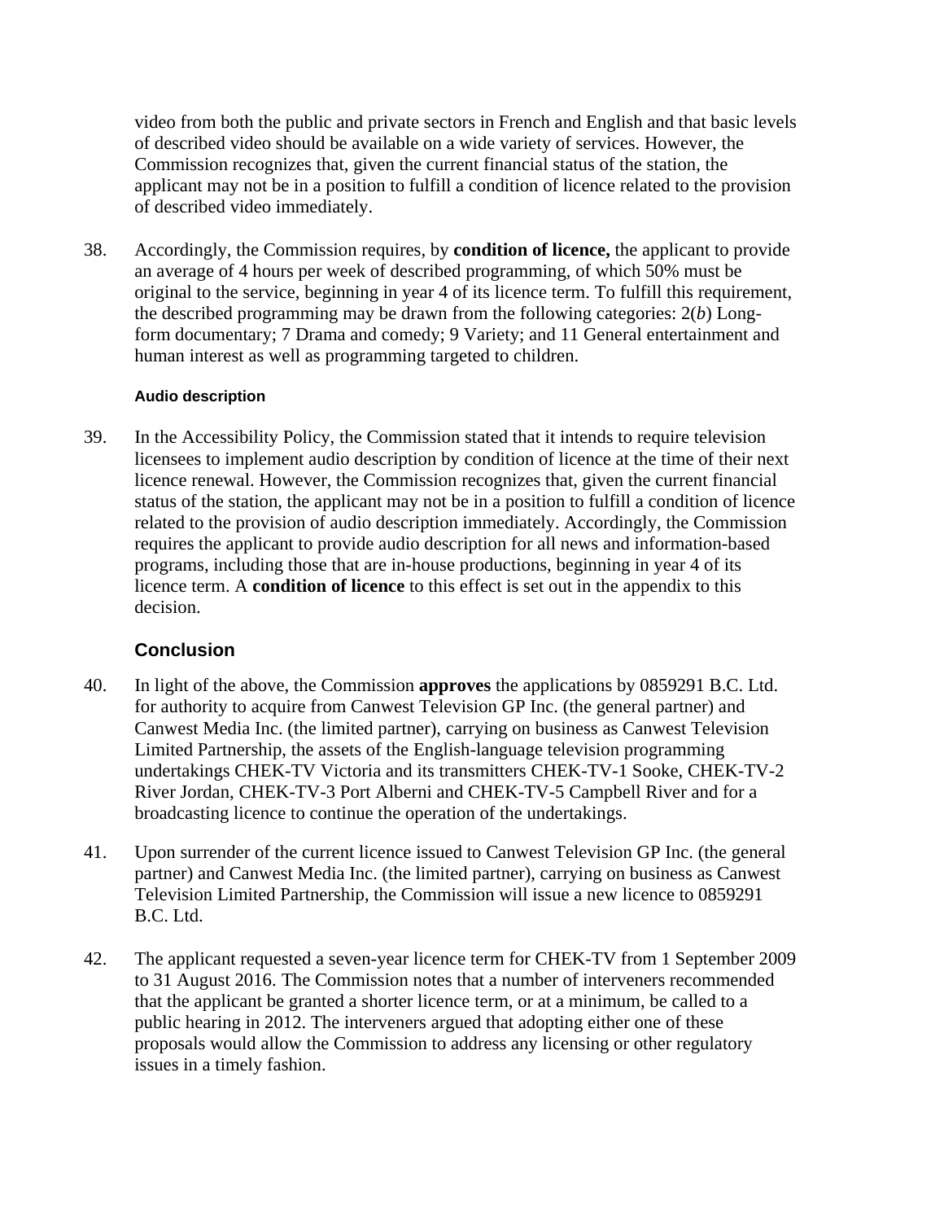video from both the public and private sectors in French and English and that basic levels of described video should be available on a wide variety of services. However, the Commission recognizes that, given the current financial status of the station, the applicant may not be in a position to fulfill a condition of licence related to the provision of described video immediately.

38. Accordingly, the Commission requires, by **condition of licence,** the applicant to provide an average of 4 hours per week of described programming, of which 50% must be original to the service, beginning in year 4 of its licence term. To fulfill this requirement, the described programming may be drawn from the following categories: 2(*b*) Long-form documentary; 7 Drama and comedy; 9 Variety; and 11 General entertainment and human interest as well as programming targeted to children.

#### Audio description

39. In the Accessibility Policy, the Commission stated that it intends to require television licensees to implement audio description by condition of licence at the time of their next licence renewal. However, the Commission recognizes that, given the current financial status of the station, the applicant may not be in a position to fulfill a condition of licence related to the provision of audio description immediately. Accordingly, the Commission requires the applicant to provide audio description for all news and information-based programs, including those that are in-house productions, beginning in year 4 of its licence term. A **condition of licence** to this effect is set out in the appendix to this decision.

### Conclusion

40. In light of the above, the Commission **approves** the applications by 0859291 B.C. Ltd. for authority to acquire from Canwest Television GP Inc. (the general partner) and Canwest Media Inc. (the limited partner), carrying on business as Canwest Television Limited Partnership, the assets of the English-language television programming undertakings CHEK-TV Victoria and its transmitters CHEK-TV-1 Sooke, CHEK-TV-2 River Jordan, CHEK-TV-3 Port Alberni and CHEK-TV-5 Campbell River and for a broadcasting licence to continue the operation of the undertakings.

41. Upon surrender of the current licence issued to Canwest Television GP Inc. (the general partner) and Canwest Media Inc. (the limited partner), carrying on business as Canwest Television Limited Partnership, the Commission will issue a new licence to 0859291 B.C. Ltd.

42. The applicant requested a seven-year licence term for CHEK-TV from 1 September 2009 to 31 August 2016. The Commission notes that a number of interveners recommended that the applicant be granted a shorter licence term, or at a minimum, be called to a public hearing in 2012. The interveners argued that adopting either one of these proposals would allow the Commission to address any licensing or other regulatory issues in a timely fashion.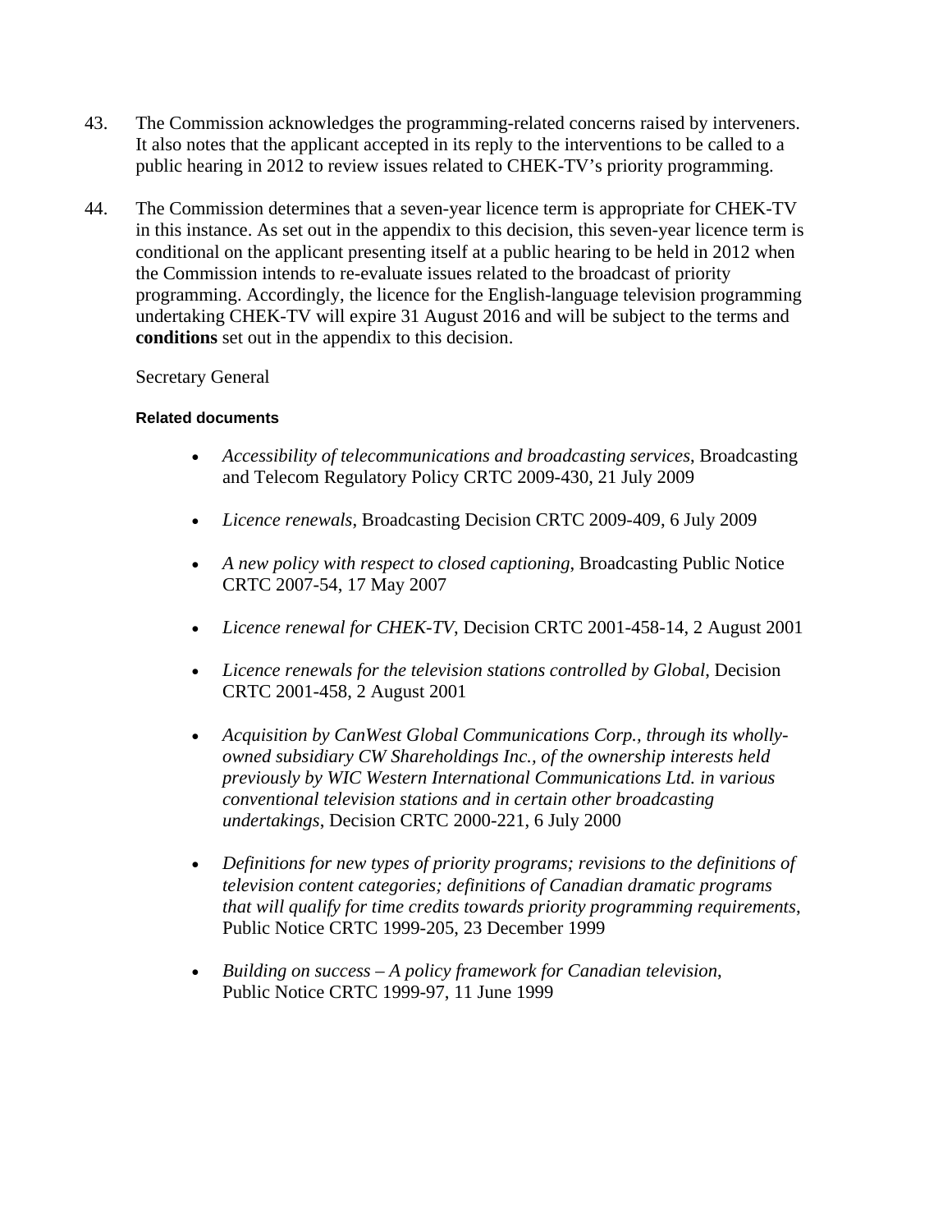43. The Commission acknowledges the programming-related concerns raised by interveners. It also notes that the applicant accepted in its reply to the interventions to be called to a public hearing in 2012 to review issues related to CHEK-TV's priority programming.

44. The Commission determines that a seven-year licence term is appropriate for CHEK-TV in this instance. As set out in the appendix to this decision, this seven-year licence term is conditional on the applicant presenting itself at a public hearing to be held in 2012 when the Commission intends to re-evaluate issues related to the broadcast of priority programming. Accordingly, the licence for the English-language television programming undertaking CHEK-TV will expire 31 August 2016 and will be subject to the terms and **conditions** set out in the appendix to this decision.

Secretary General

#### Related documents

- *Accessibility of telecommunications and broadcasting services*, Broadcasting and Telecom Regulatory Policy CRTC 2009-430, 21 July 2009
- *Licence renewals*, Broadcasting Decision CRTC 2009-409, 6 July 2009
- *A new policy with respect to closed captioning*, Broadcasting Public Notice CRTC 2007-54, 17 May 2007
- *Licence renewal for CHEK-TV*, Decision CRTC 2001-458-14, 2 August 2001
- *Licence renewals for the television stations controlled by Global*, Decision CRTC 2001-458, 2 August 2001
- *Acquisition by CanWest Global Communications Corp., through its wholly-owned subsidiary CW Shareholdings Inc., of the ownership interests held previously by WIC Western International Communications Ltd. in various conventional television stations and in certain other broadcasting undertakings*, Decision CRTC 2000-221, 6 July 2000
- *Definitions for new types of priority programs; revisions to the definitions of television content categories; definitions of Canadian dramatic programs that will qualify for time credits towards priority programming requirements*, Public Notice CRTC 1999-205, 23 December 1999
- *Building on success – A policy framework for Canadian television*, Public Notice CRTC 1999-97, 11 June 1999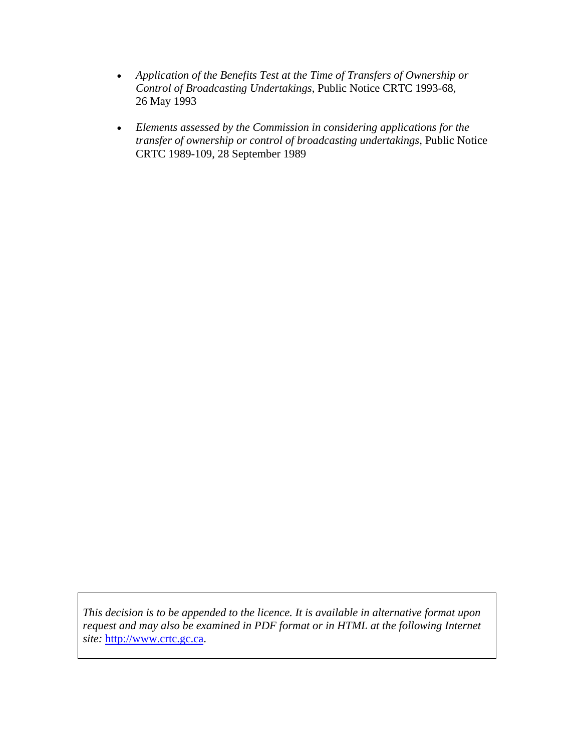- *Application of the Benefits Test at the Time of Transfers of Ownership or Control of Broadcasting Undertakings*, Public Notice CRTC 1993-68, 26 May 1993

- *Elements assessed by the Commission in considering applications for the transfer of ownership or control of broadcasting undertakings*, Public Notice CRTC 1989-109, 28 September 1989

*This decision is to be appended to the licence. It is available in alternative format upon request and may also be examined in PDF format or in HTML at the following Internet site:* http://www.crtc.gc.ca.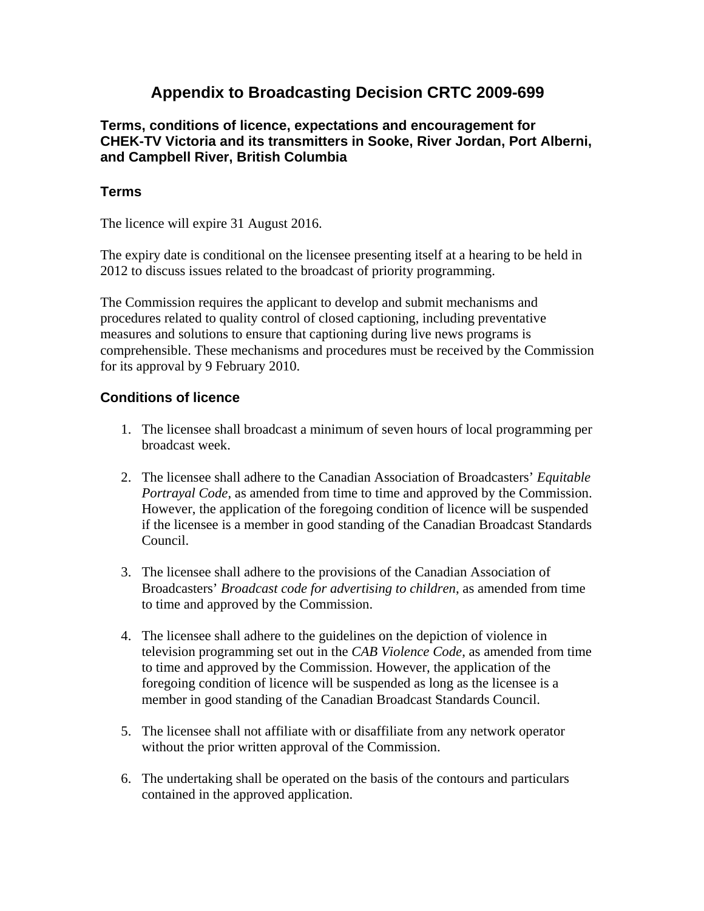# Appendix to Broadcasting Decision CRTC 2009-699

### Terms, conditions of licence, expectations and encouragement for CHEK-TV Victoria and its transmitters in Sooke, River Jordan, Port Alberni, and Campbell River, British Columbia

## Terms

The licence will expire 31 August 2016.

The expiry date is conditional on the licensee presenting itself at a hearing to be held in 2012 to discuss issues related to the broadcast of priority programming.

The Commission requires the applicant to develop and submit mechanisms and procedures related to quality control of closed captioning, including preventative measures and solutions to ensure that captioning during live news programs is comprehensible. These mechanisms and procedures must be received by the Commission for its approval by 9 February 2010.

## Conditions of licence

1. The licensee shall broadcast a minimum of seven hours of local programming per broadcast week.

2. The licensee shall adhere to the Canadian Association of Broadcasters' *Equitable Portrayal Code*, as amended from time to time and approved by the Commission. However, the application of the foregoing condition of licence will be suspended if the licensee is a member in good standing of the Canadian Broadcast Standards Council.

3. The licensee shall adhere to the provisions of the Canadian Association of Broadcasters' *Broadcast code for advertising to children*, as amended from time to time and approved by the Commission.

4. The licensee shall adhere to the guidelines on the depiction of violence in television programming set out in the *CAB Violence Code*, as amended from time to time and approved by the Commission. However, the application of the foregoing condition of licence will be suspended as long as the licensee is a member in good standing of the Canadian Broadcast Standards Council.

5. The licensee shall not affiliate with or disaffiliate from any network operator without the prior written approval of the Commission.

6. The undertaking shall be operated on the basis of the contours and particulars contained in the approved application.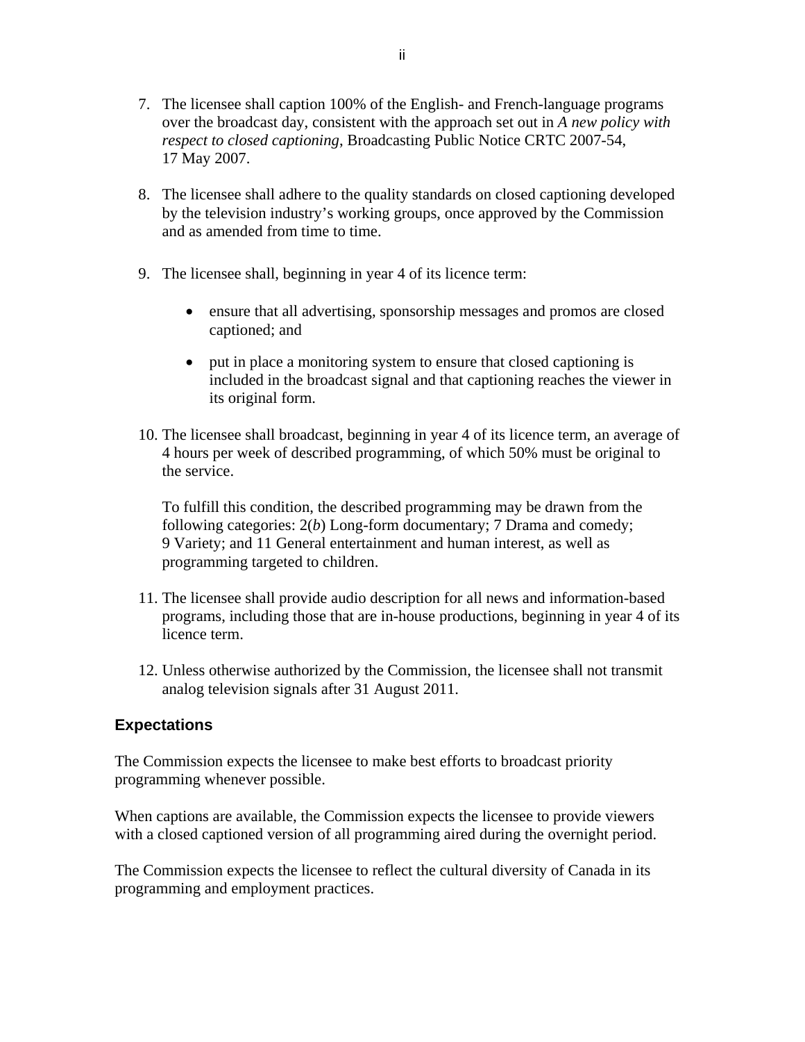7. The licensee shall caption 100% of the English- and French-language programs over the broadcast day, consistent with the approach set out in *A new policy with respect to closed captioning*, Broadcasting Public Notice CRTC 2007-54, 17 May 2007.

8. The licensee shall adhere to the quality standards on closed captioning developed by the television industry's working groups, once approved by the Commission and as amended from time to time.

9. The licensee shall, beginning in year 4 of its licence term:

   - ensure that all advertising, sponsorship messages and promos are closed captioned; and

   - put in place a monitoring system to ensure that closed captioning is included in the broadcast signal and that captioning reaches the viewer in its original form.

10. The licensee shall broadcast, beginning in year 4 of its licence term, an average of 4 hours per week of described programming, of which 50% must be original to the service.

    To fulfill this condition, the described programming may be drawn from the following categories: 2(*b*) Long-form documentary; 7 Drama and comedy; 9 Variety; and 11 General entertainment and human interest, as well as programming targeted to children.

11. The licensee shall provide audio description for all news and information-based programs, including those that are in-house productions, beginning in year 4 of its licence term.

12. Unless otherwise authorized by the Commission, the licensee shall not transmit analog television signals after 31 August 2011.

## Expectations

The Commission expects the licensee to make best efforts to broadcast priority programming whenever possible.

When captions are available, the Commission expects the licensee to provide viewers with a closed captioned version of all programming aired during the overnight period.

The Commission expects the licensee to reflect the cultural diversity of Canada in its programming and employment practices.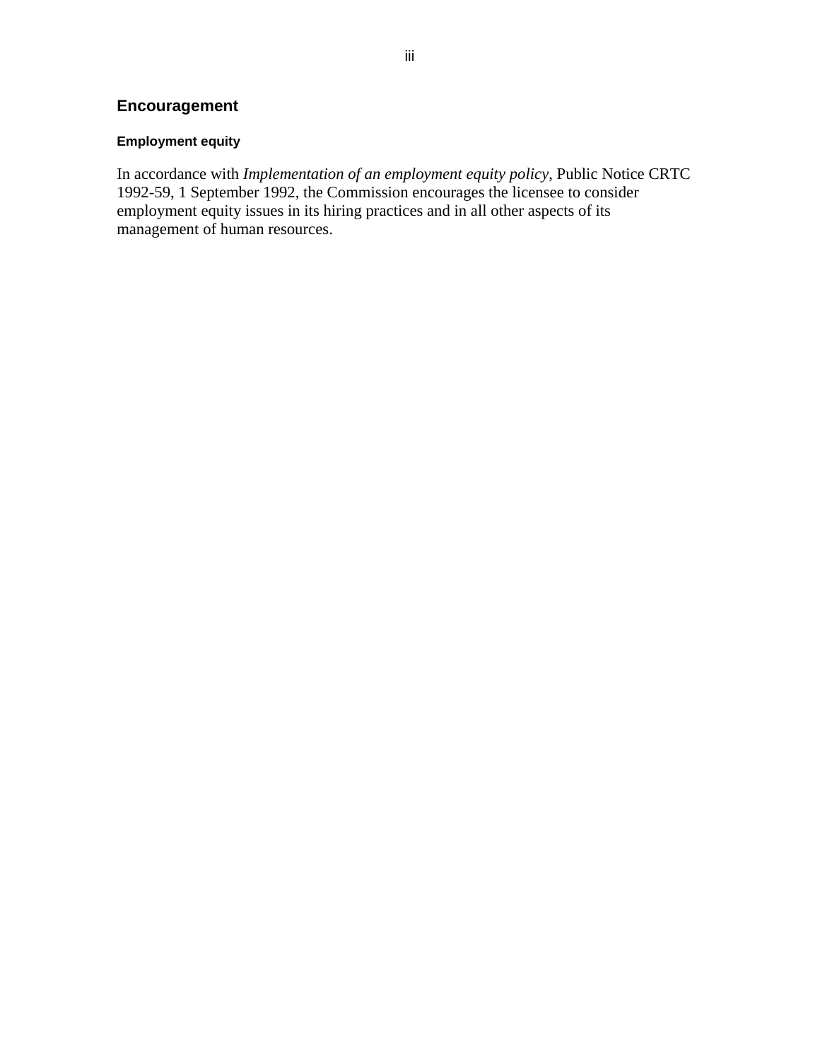## Encouragement

### Employment equity

In accordance with *Implementation of an employment equity policy*, Public Notice CRTC 1992-59, 1 September 1992, the Commission encourages the licensee to consider employment equity issues in its hiring practices and in all other aspects of its management of human resources.